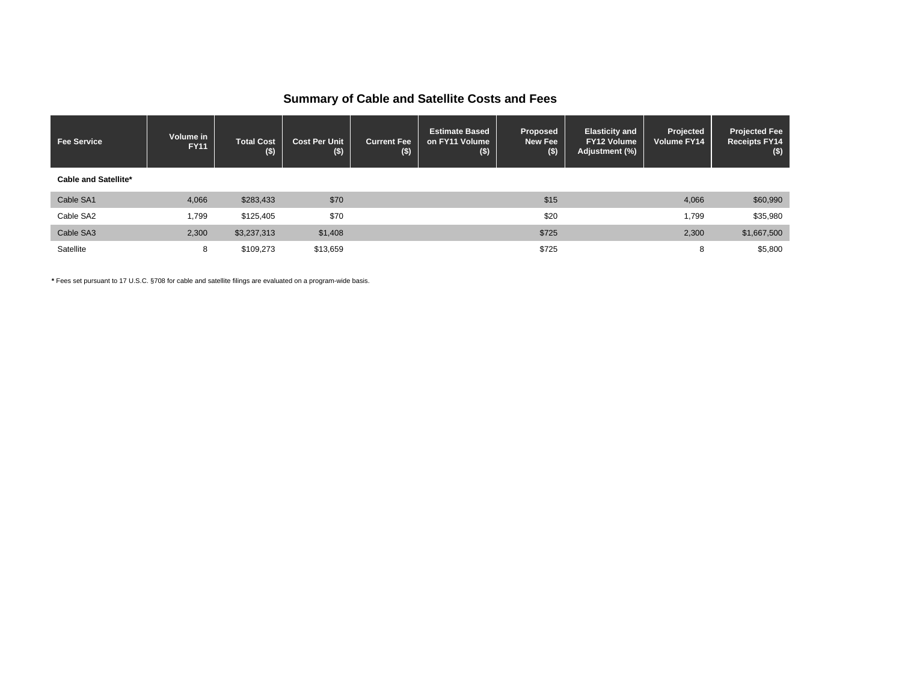## Summary of Cable and Satellite Costs and Fees

| Fee Service | Volume in FY11 | Total Cost ($) | Cost Per Unit ($) | Current Fee ($) | Estimate Based on FY11 Volume ($) | Proposed New Fee ($) | Elasticity and FY12 Volume Adjustment (%) | Projected Volume FY14 | Projected Fee Receipts FY14 ($) |
|---|---|---|---|---|---|---|---|---|---|
| **Cable and Satellite*** | | | | | | | | | |
| Cable SA1 | 4,066 | $283,433 | $70 | | | $15 | | 4,066 | $60,990 |
| Cable SA2 | 1,799 | $125,405 | $70 | | | $20 | | 1,799 | $35,980 |
| Cable SA3 | 2,300 | $3,237,313 | $1,408 | | | $725 | | 2,300 | $1,667,500 |
| Satellite | 8 | $109,273 | $13,659 | | | $725 | | 8 | $5,800 |

* Fees set pursuant to 17 U.S.C. §708 for cable and satellite filings are evaluated on a program-wide basis.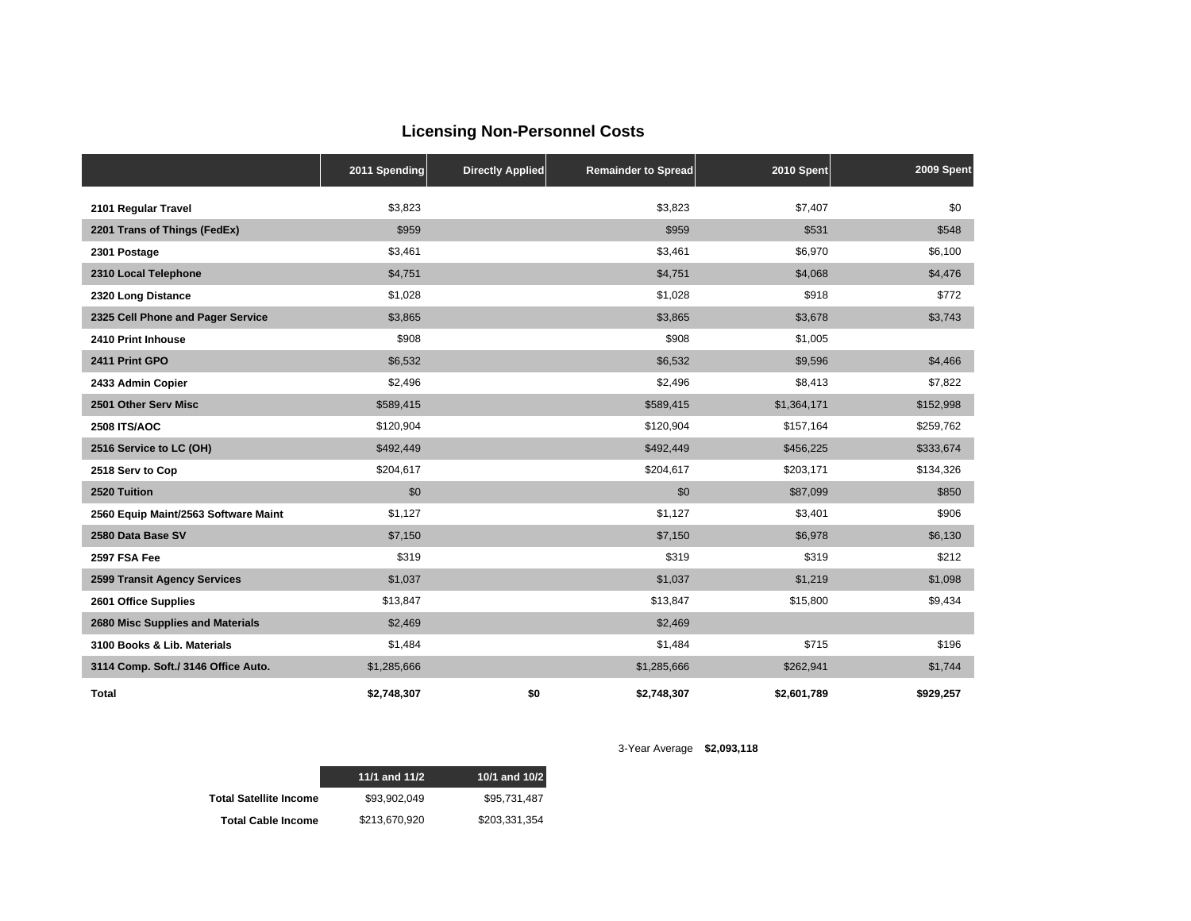## Licensing Non-Personnel Costs

| | 2011 Spending | Directly Applied | Remainder to Spread | 2010 Spent | 2009 Spent |
|---|---|---|---|---|---|
| **2101 Regular Travel** | $3,823 | | $3,823 | $7,407 | $0 |
| **2201 Trans of Things (FedEx)** | $959 | | $959 | $531 | $548 |
| **2301 Postage** | $3,461 | | $3,461 | $6,970 | $6,100 |
| **2310 Local Telephone** | $4,751 | | $4,751 | $4,068 | $4,476 |
| **2320 Long Distance** | $1,028 | | $1,028 | $918 | $772 |
| **2325 Cell Phone and Pager Service** | $3,865 | | $3,865 | $3,678 | $3,743 |
| **2410 Print Inhouse** | $908 | | $908 | $1,005 | |
| **2411 Print GPO** | $6,532 | | $6,532 | $9,596 | $4,466 |
| **2433 Admin Copier** | $2,496 | | $2,496 | $8,413 | $7,822 |
| **2501 Other Serv Misc** | $589,415 | | $589,415 | $1,364,171 | $152,998 |
| **2508 ITS/AOC** | $120,904 | | $120,904 | $157,164 | $259,762 |
| **2516 Service to LC (OH)** | $492,449 | | $492,449 | $456,225 | $333,674 |
| **2518 Serv to Cop** | $204,617 | | $204,617 | $203,171 | $134,326 |
| **2520 Tuition** | $0 | | $0 | $87,099 | $850 |
| **2560 Equip Maint/2563 Software Maint** | $1,127 | | $1,127 | $3,401 | $906 |
| **2580 Data Base SV** | $7,150 | | $7,150 | $6,978 | $6,130 |
| **2597 FSA Fee** | $319 | | $319 | $319 | $212 |
| **2599 Transit Agency Services** | $1,037 | | $1,037 | $1,219 | $1,098 |
| **2601 Office Supplies** | $13,847 | | $13,847 | $15,800 | $9,434 |
| **2680 Misc Supplies and Materials** | $2,469 | | $2,469 | | |
| **3100 Books & Lib. Materials** | $1,484 | | $1,484 | $715 | $196 |
| **3114 Comp. Soft./ 3146 Office Auto.** | $1,285,666 | | $1,285,666 | $262,941 | $1,744 |
| **Total** | **$2,748,307** | **$0** | **$2,748,307** | **$2,601,789** | **$929,257** |

3-Year Average **$2,093,118**

| | 11/1 and 11/2 | 10/1 and 10/2 |
|---|---|---|
| **Total Satellite Income** | $93,902,049 | $95,731,487 |
| **Total Cable Income** | $213,670,920 | $203,331,354 |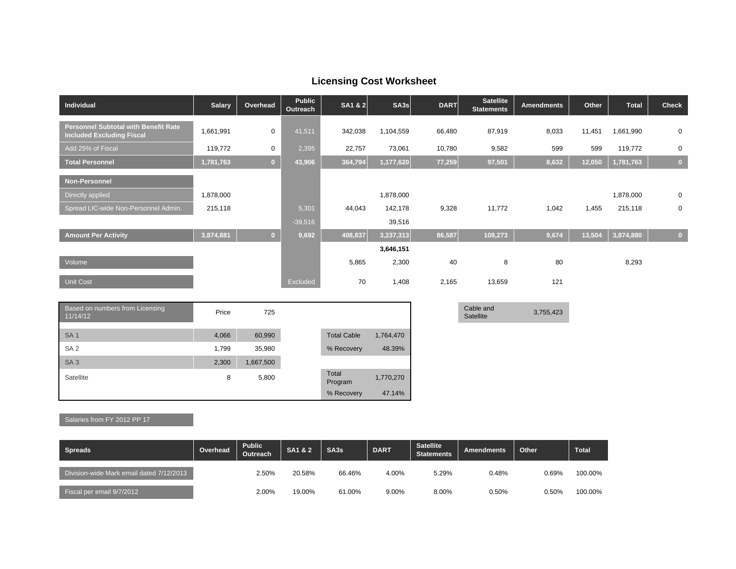# Licensing Cost Worksheet

| Individual | Salary | Overhead | Public Outreach | SA1 & 2 | SA3s | DART | Satellite Statements | Amendments | Other | Total | Check |
|---|---|---|---|---|---|---|---|---|---|---|---|
| **Personnel Subtotal with Benefit Rate Included Excluding Fiscal** | 1,661,991 | 0 | 41,511 | 342,038 | 1,104,559 | 66,480 | 87,919 | 8,033 | 11,451 | 1,661,990 | 0 |
| Add 25% of Fiscal | 119,772 | 0 | 2,395 | 22,757 | 73,061 | 10,780 | 9,582 | 599 | 599 | 119,772 | 0 |
| **Total Personnel** | **1,781,763** | **0** | **43,906** | **364,794** | **1,177,620** | **77,259** | **97,501** | **8,632** | **12,050** | **1,781,763** | **0** |
| **Non-Personnel** | | | | | | | | | | | |
| Directly applied | 1,878,000 | | | | 1,878,000 | | | | | 1,878,000 | 0 |
| Spread LIC-wide Non-Personnel Admin. | 215,118 | | 5,301 | 44,043 | 142,178 | 9,328 | 11,772 | 1,042 | 1,455 | 215,118 | 0 |
| | | | -39,516 | | 39,516 | | | | | | |
| **Amount Per Activity** | **3,874,881** | **0** | **9,692** | **408,837** | **3,237,313** | **86,587** | **109,273** | **9,674** | **13,504** | **3,874,880** | **0** |
| | | | | | **3,646,151** | | | | | | |
| Volume | | | | 5,865 | 2,300 | 40 | 8 | 80 | | 8,293 | |
| Unit Cost | | | Excluded | 70 | 1,408 | 2,165 | 13,659 | 121 | | | |

| Based on numbers from Licensing 11/14/12 | Price | 725 | | |
|---|---|---|---|---|
| SA 1 | 4,066 | 60,990 | Total Cable | 1,764,470 |
| SA 2 | 1,799 | 35,980 | % Recovery | 48.39% |
| SA 3 | 2,300 | 1,667,500 | | |
| Satellite | 8 | 5,800 | Total Program | 1,770,270 |
| | | | % Recovery | 47.14% |

| | |
|---|---|
| Cable and Satellite | 3,755,423 |

Salaries from FY 2012 PP 17

| Spreads | Overhead | Public Outreach | SA1 & 2 | SA3s | DART | Satellite Statements | Amendments | Other | Total |
|---|---|---|---|---|---|---|---|---|---|
| Division-wide Mark email dated 7/12/2013 | | 2.50% | 20.58% | 66.46% | 4.00% | 5.29% | 0.48% | 0.69% | 100.00% |
| Fiscal per email 9/7/2012 | | 2.00% | 19.00% | 61.00% | 9.00% | 8.00% | 0.50% | 0.50% | 100.00% |